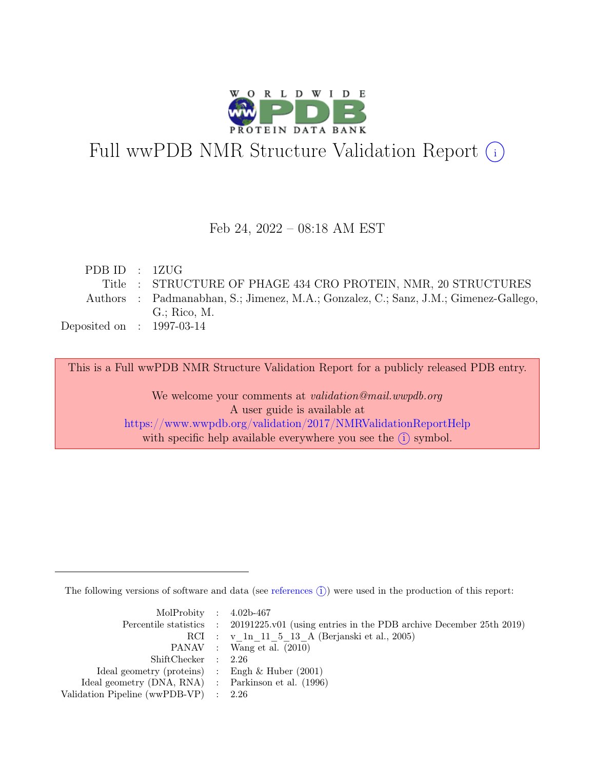# Full wwPDB NMR Structure Validation Report (i)

Feb 24, 2022 – 08:18 AM EST

| | | |
|---|---|---|
| PDB ID | : | 1ZUG |
| Title | : | STRUCTURE OF PHAGE 434 CRO PROTEIN, NMR, 20 STRUCTURES |
| Authors | : | Padmanabhan, S.; Jimenez, M.A.; Gonzalez, C.; Sanz, J.M.; Gimenez-Gallego, G.; Rico, M. |
| Deposited on | : | 1997-03-14 |

This is a Full wwPDB NMR Structure Validation Report for a publicly released PDB entry.

We welcome your comments at *validation@mail.wwpdb.org*
A user guide is available at
https://www.wwpdb.org/validation/2017/NMRValidationReportHelp
with specific help available everywhere you see the (i) symbol.

The following versions of software and data (see references (i)) were used in the production of this report:

| | | |
|---|---|---|
| MolProbity | : | 4.02b-467 |
| Percentile statistics | : | 20191225.v01 (using entries in the PDB archive December 25th 2019) |
| RCI | : | v_1n_11_5_13_A (Berjanski et al., 2005) |
| PANAV | : | Wang et al. (2010) |
| ShiftChecker | : | 2.26 |
| Ideal geometry (proteins) | : | Engh & Huber (2001) |
| Ideal geometry (DNA, RNA) | : | Parkinson et al. (1996) |
| Validation Pipeline (wwPDB-VP) | : | 2.26 |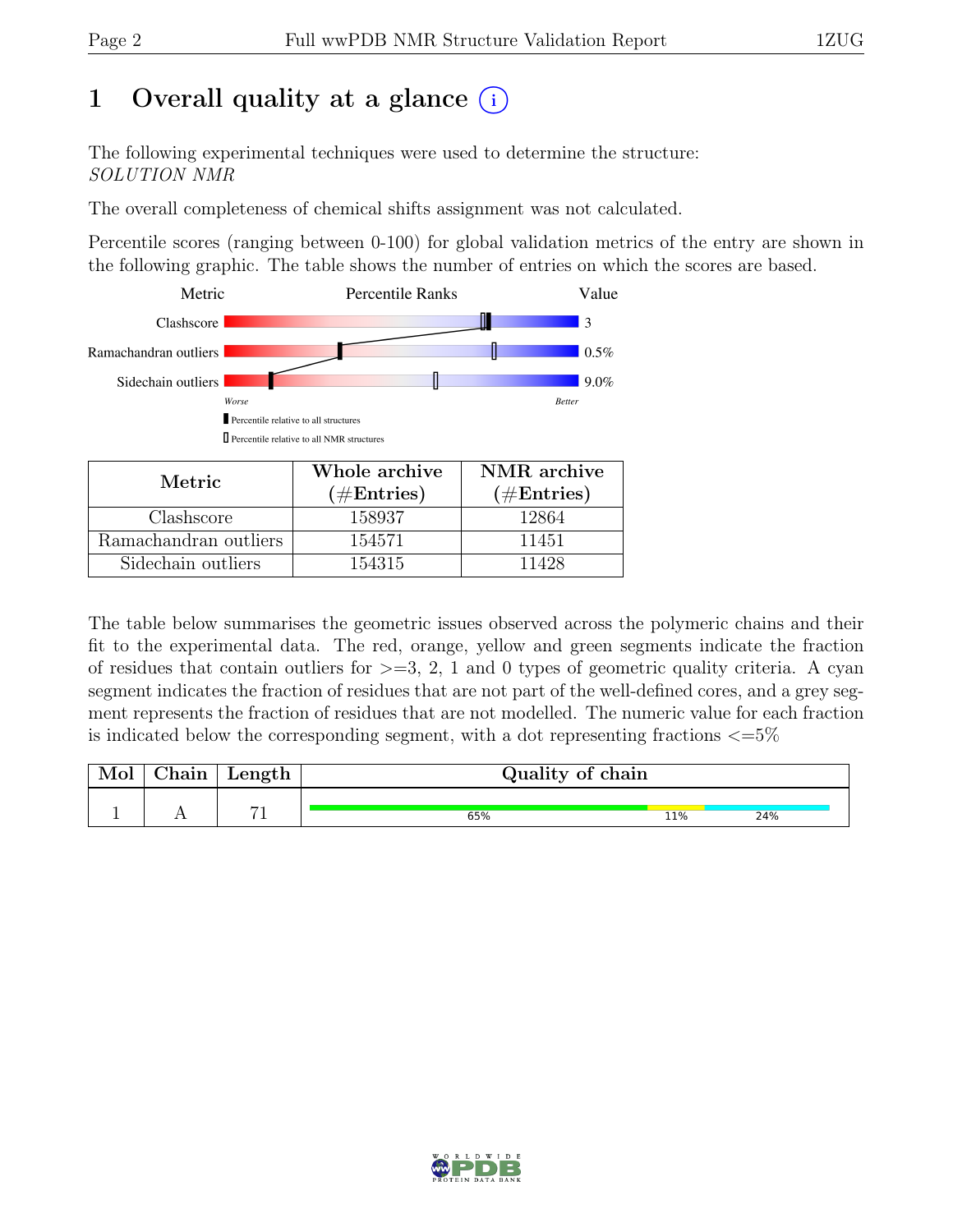# 1 Overall quality at a glance (i)

The following experimental techniques were used to determine the structure:
*SOLUTION NMR*

The overall completeness of chemical shifts assignment was not calculated.

Percentile scores (ranging between 0-100) for global validation metrics of the entry are shown in the following graphic. The table shows the number of entries on which the scores are based.

| Metric | Value |
| --- | --- |
| Clashscore | 3 |
| Ramachandran outliers | 0.5% |
| Sidechain outliers | 9.0% |

Worse — Better

▮ Percentile relative to all structures

▯ Percentile relative to all NMR structures

| Metric | Whole archive (#Entries) | NMR archive (#Entries) |
| --- | --- | --- |
| Clashscore | 158937 | 12864 |
| Ramachandran outliers | 154571 | 11451 |
| Sidechain outliers | 154315 | 11428 |

The table below summarises the geometric issues observed across the polymeric chains and their fit to the experimental data. The red, orange, yellow and green segments indicate the fraction of residues that contain outliers for >=3, 2, 1 and 0 types of geometric quality criteria. A cyan segment indicates the fraction of residues that are not part of the well-defined cores, and a grey segment represents the fraction of residues that are not modelled. The numeric value for each fraction is indicated below the corresponding segment, with a dot representing fractions <=5%

| Mol | Chain | Length | Quality of chain |
| --- | --- | --- | --- |
| 1 | A | 71 | 65% (green), 11% (yellow), 24% (cyan) |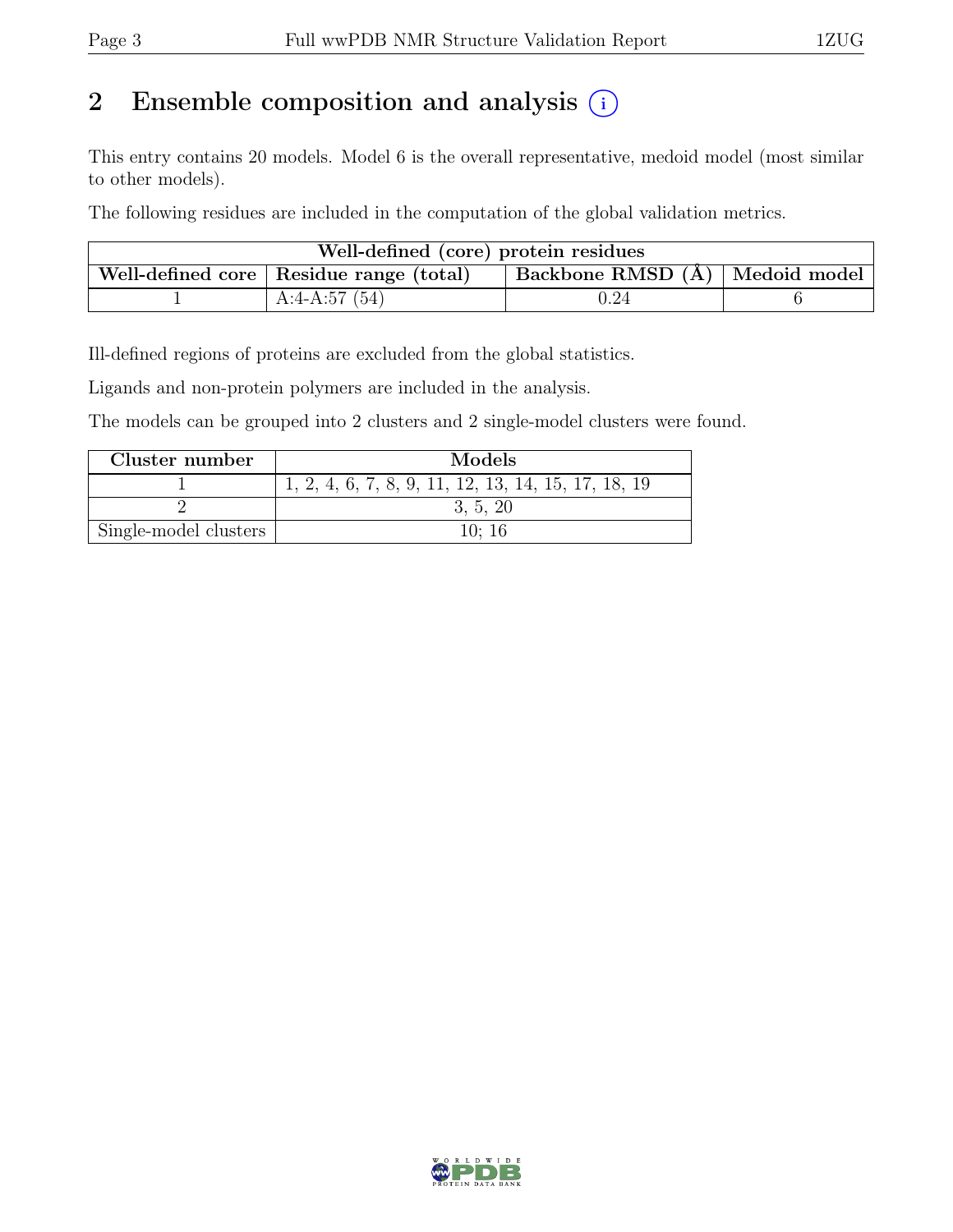## 2 Ensemble composition and analysis

This entry contains 20 models. Model 6 is the overall representative, medoid model (most similar to other models).

The following residues are included in the computation of the global validation metrics.

| Well-defined (core) protein residues | | | |
|---|---|---|---|
| Well-defined core | Residue range (total) | Backbone RMSD (Å) | Medoid model |
| 1 | A:4-A:57 (54) | 0.24 | 6 |

Ill-defined regions of proteins are excluded from the global statistics.

Ligands and non-protein polymers are included in the analysis.

The models can be grouped into 2 clusters and 2 single-model clusters were found.

| Cluster number | Models |
|---|---|
| 1 | 1, 2, 4, 6, 7, 8, 9, 11, 12, 13, 14, 15, 17, 18, 19 |
| 2 | 3, 5, 20 |
| Single-model clusters | 10; 16 |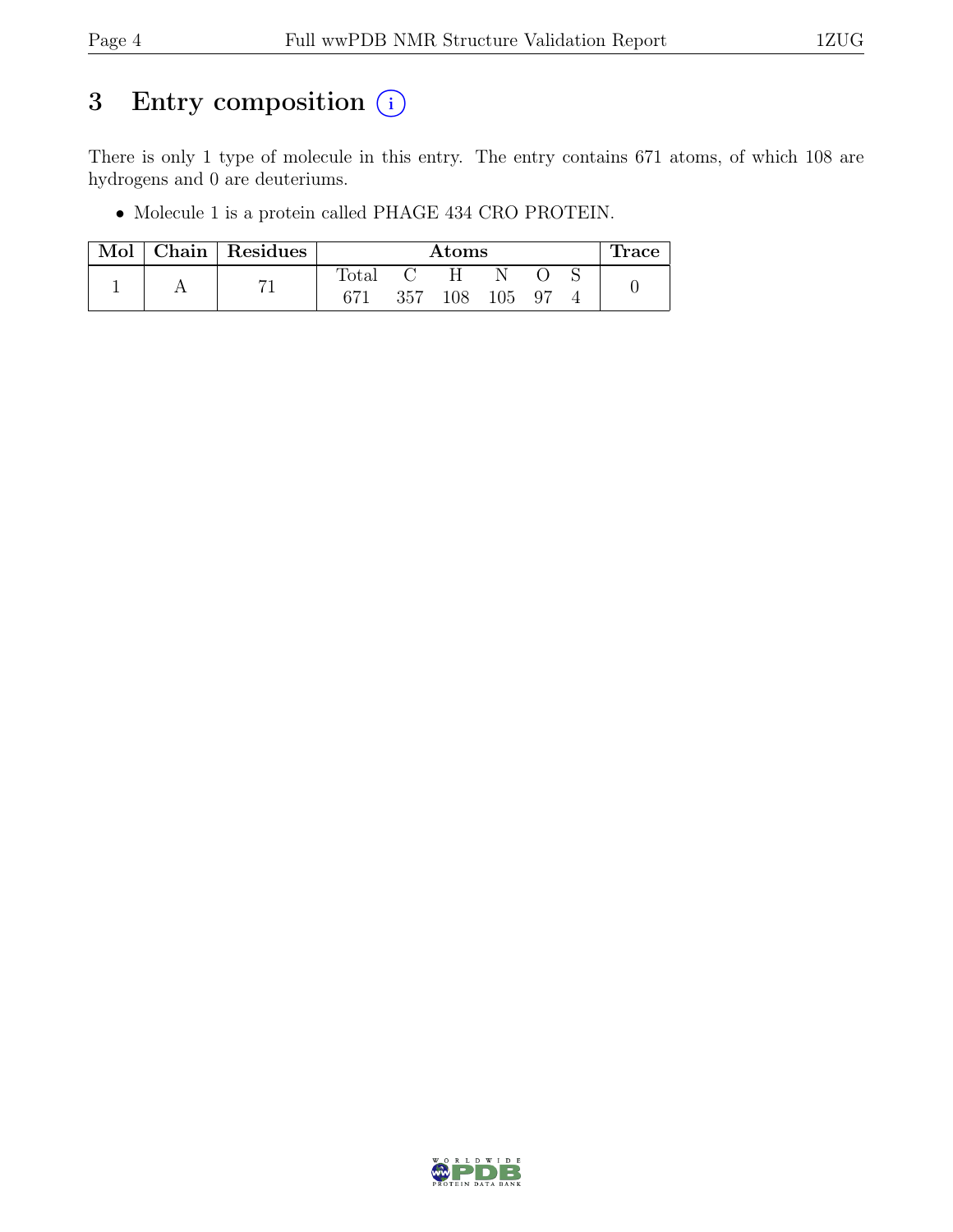# 3 Entry composition (i)

There is only 1 type of molecule in this entry. The entry contains 671 atoms, of which 108 are hydrogens and 0 are deuteriums.

- Molecule 1 is a protein called PHAGE 434 CRO PROTEIN.

| Mol | Chain | Residues | Atoms | | | | | | Trace |
|---|---|---|---|---|---|---|---|---|---|
| | | | Total | C | H | N | O | S | |
| 1 | A | 71 | 671 | 357 | 108 | 105 | 97 | 4 | 0 |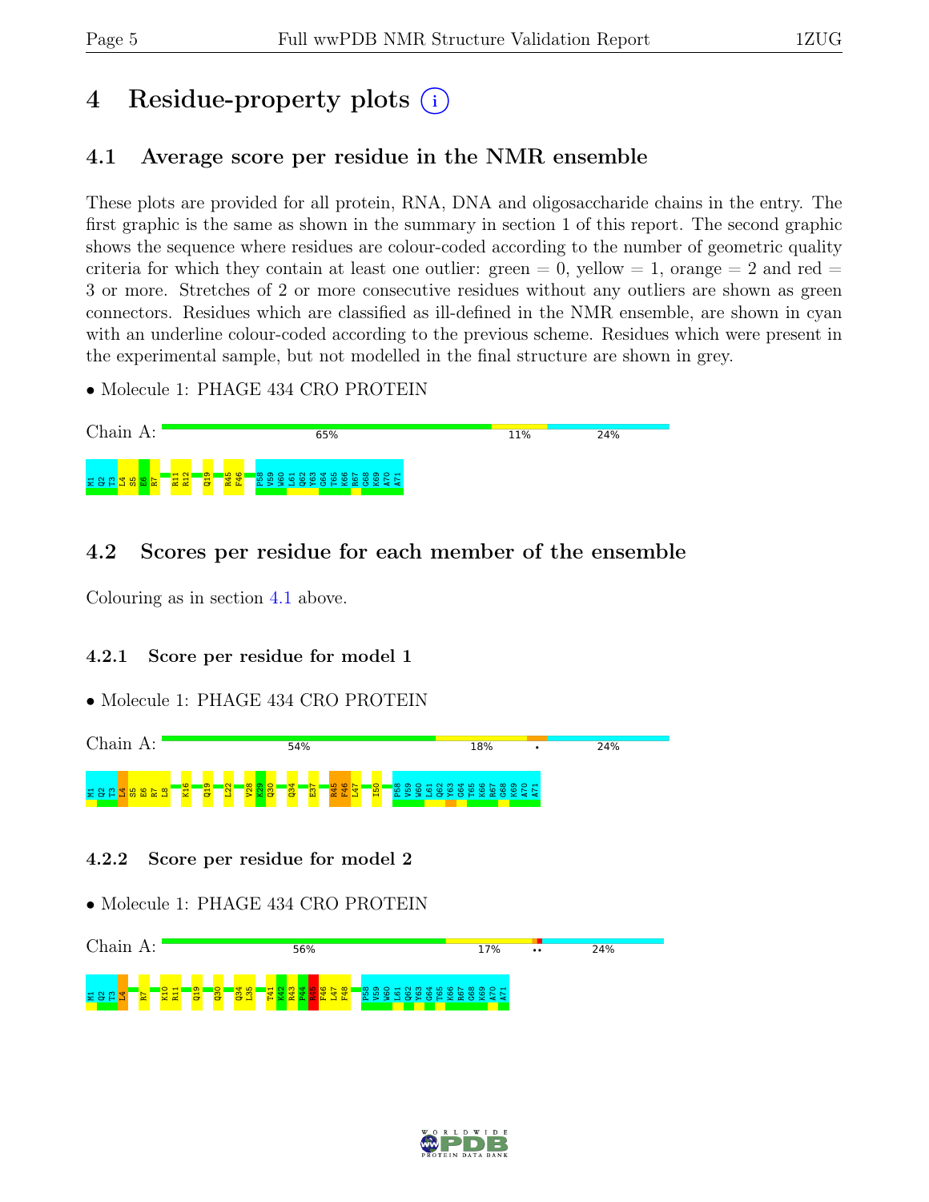# 4 Residue-property plots

## 4.1 Average score per residue in the NMR ensemble

These plots are provided for all protein, RNA, DNA and oligosaccharide chains in the entry. The first graphic is the same as shown in the summary in section 1 of this report. The second graphic shows the sequence where residues are colour-coded according to the number of geometric quality criteria for which they contain at least one outlier: green = 0, yellow = 1, orange = 2 and red = 3 or more. Stretches of 2 or more consecutive residues without any outliers are shown as green connectors. Residues which are classified as ill-defined in the NMR ensemble, are shown in cyan with an underline colour-coded according to the previous scheme. Residues which were present in the experimental sample, but not modelled in the final structure are shown in grey.

- Molecule 1: PHAGE 434 CRO PROTEIN

Chain A: 65% | 11% | 24%

M1 Q2 T3 L4 S5 E6 R7 R11 R12 Q19 R45 F46 P58 V59 W60 L61 Q62 Y63 G64 T65 K66 R67 G68 K69 A70 A71

## 4.2 Scores per residue for each member of the ensemble

Colouring as in section 4.1 above.

### 4.2.1 Score per residue for model 1

- Molecule 1: PHAGE 434 CRO PROTEIN

Chain A: 54% | 18% | • | 24%

M1 Q2 T3 L4 S5 E6 R7 L8 K16 Q19 L22 V28 K29 Q30 Q34 E37 R45 F46 L47 I50 P58 V59 W60 L61 Q62 Y63 G64 T65 K66 R67 G68 K69 A70 A71

### 4.2.2 Score per residue for model 2

- Molecule 1: PHAGE 434 CRO PROTEIN

Chain A: 56% | 17% | •• | 24%

M1 Q2 T3 L4 R7 K10 R11 Q19 Q30 Q34 L35 T41 K42 R43 P44 R45 F46 L47 F48 P58 V59 W60 L61 Q62 Y63 G64 T65 K66 R67 G68 K69 A70 A71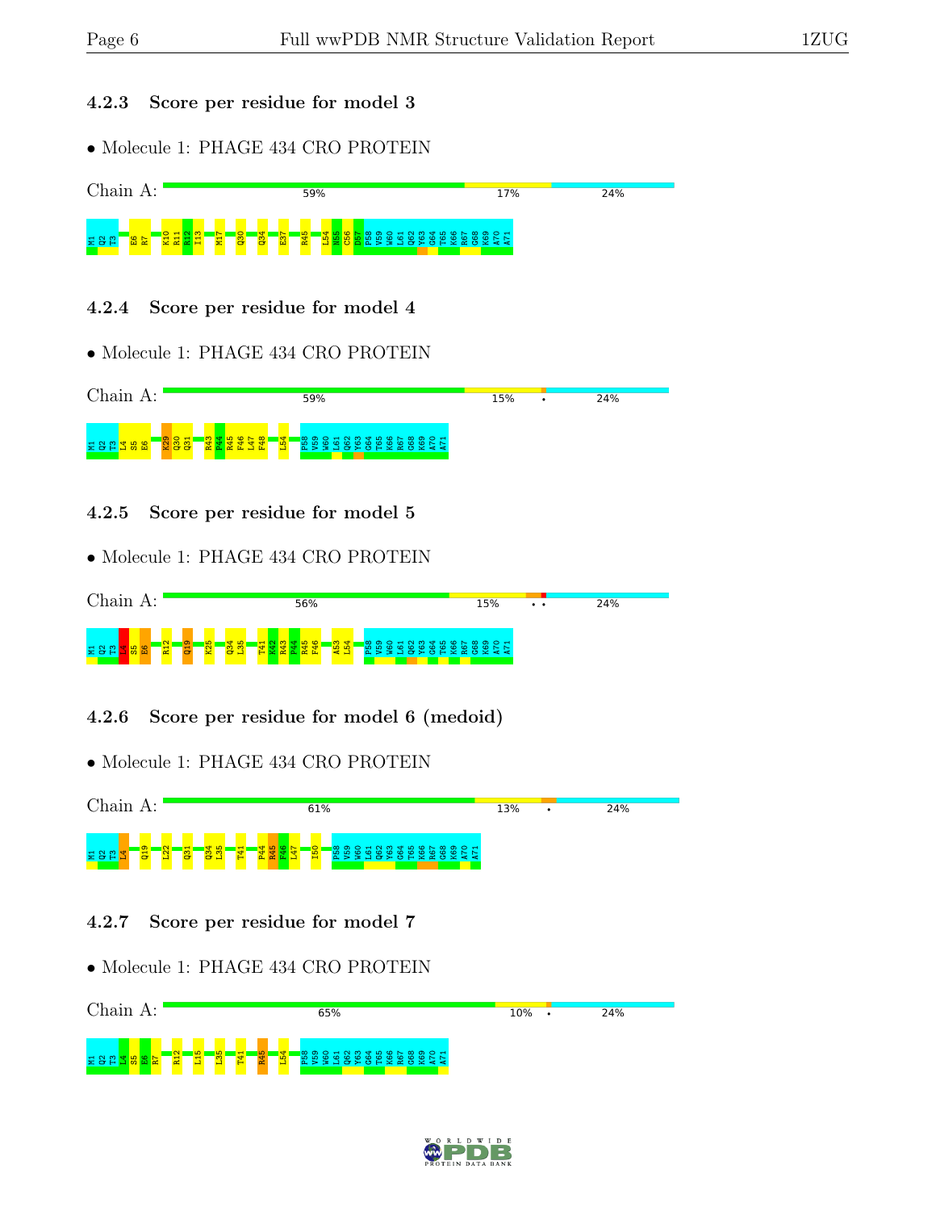### 4.2.3 Score per residue for model 3

- Molecule 1: PHAGE 434 CRO PROTEIN

Chain A: 59% 17% 24%

M1 Q2 T3 E6 R7 K10 R11 R12 I13 M17 Q30 Q34 E37 R45 L54 N55 C56 D57 P58 V59 W60 L61 Q62 Y63 G64 T65 K66 R67 G68 K69 A70 A71

### 4.2.4 Score per residue for model 4

- Molecule 1: PHAGE 434 CRO PROTEIN

Chain A: 59% 15% • 24%

M1 Q2 T3 L4 S5 E6 K29 Q30 Q31 R43 P44 R45 F46 L47 F48 L54 P58 V59 W60 L61 Q62 Y63 G64 T65 K66 R67 G68 K69 A70 A71

### 4.2.5 Score per residue for model 5

- Molecule 1: PHAGE 434 CRO PROTEIN

Chain A: 56% 15% • • 24%

M1 Q2 T3 S5 E6 R12 Q19 K25 Q34 L35 T41 R42 R43 P44 R45 F46 A53 L54 P58 V59 W60 L61 Q62 Y63 G64 T65 K66 R67 G68 K69 A70 A71

### 4.2.6 Score per residue for model 6 (medoid)

- Molecule 1: PHAGE 434 CRO PROTEIN

Chain A: 61% 13% • 24%

M1 Q2 T3 L4 Q19 L22 Q31 Q34 L35 T41 P44 R45 F46 L47 I50 P58 V59 W60 L61 Q62 Y63 G64 T65 K66 R67 G68 K69 A70 A71

### 4.2.7 Score per residue for model 7

- Molecule 1: PHAGE 434 CRO PROTEIN

Chain A: 65% 10% • 24%

M1 Q2 T3 L4 S5 E6 R7 R12 L15 L35 T41 R45 L54 P58 V59 W60 L61 Q62 Y63 G64 T65 K66 R67 G68 K69 A70 A71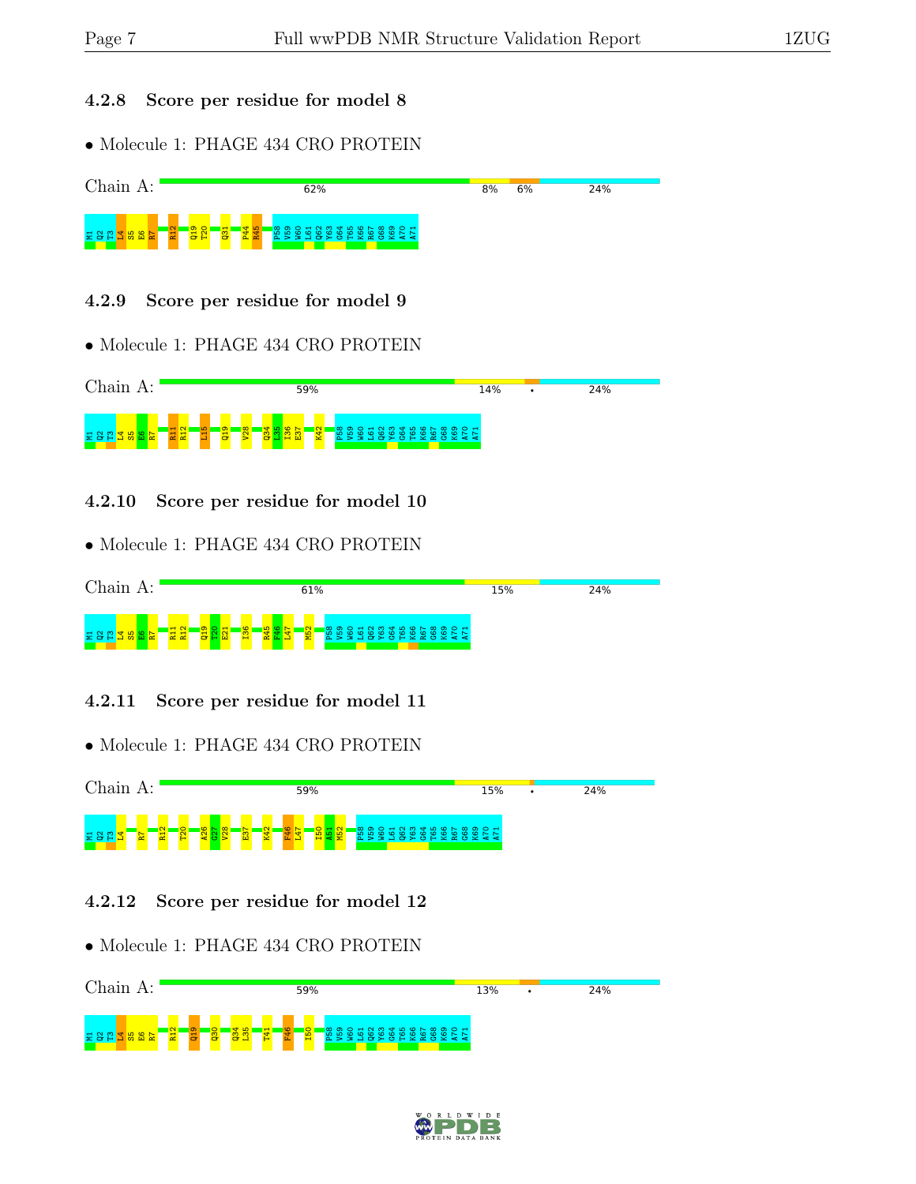### 4.2.8 Score per residue for model 8

- Molecule 1: PHAGE 434 CRO PROTEIN

Chain A: 62% 8% 6% 24%

M1 Q2 T3 L4 S5 E6 R7 R12 Q19 T20 Q31 P44 R45 P58 V59 W60 L61 Q62 Y63 G64 T65 K66 R67 G68 K69 A70 A71

### 4.2.9 Score per residue for model 9

- Molecule 1: PHAGE 434 CRO PROTEIN

Chain A: 59% 14% • 24%

M1 Q2 T3 L4 S5 E6 R7 R11 R12 L15 Q19 V28 Q34 L35 I36 E37 K42 P58 V59 W60 L61 Q62 Y63 G64 T65 K66 R67 G68 K69 A70 A71

### 4.2.10 Score per residue for model 10

- Molecule 1: PHAGE 434 CRO PROTEIN

Chain A: 61% 15% 24%

M1 Q2 T3 L4 S5 E6 R7 R11 R12 Q19 T20 E21 I36 R45 F46 L47 M52 P58 V59 W60 L61 Q62 Y63 G64 T65 K66 R67 G68 K69 A70 A71

### 4.2.11 Score per residue for model 11

- Molecule 1: PHAGE 434 CRO PROTEIN

Chain A: 59% 15% • 24%

M1 Q2 T3 L4 R7 R12 T20 A26 G27 V28 E37 K42 F46 L47 I50 A51 M52 P58 V59 W60 L61 Q62 Y63 G64 T65 K66 R67 G68 K69 A70 A71

### 4.2.12 Score per residue for model 12

- Molecule 1: PHAGE 434 CRO PROTEIN

Chain A: 59% 13% • 24%

M1 Q2 T3 L4 S5 E6 R7 R12 Q19 Q30 Q34 L35 T41 F46 I50 P58 V59 W60 L61 Q62 Y63 G64 T65 K66 R67 G68 K69 A70 A71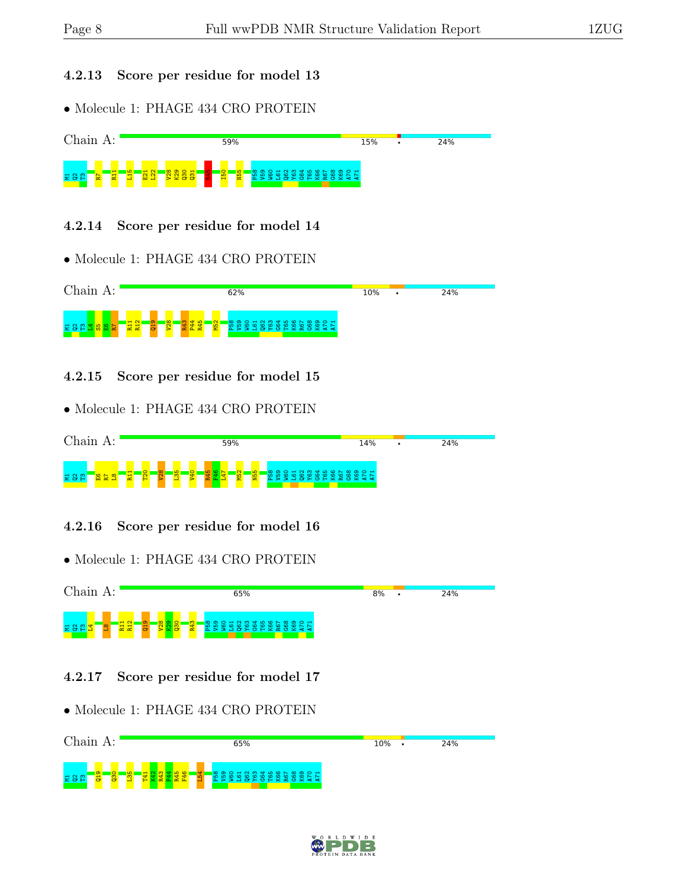### 4.2.13 Score per residue for model 13

- Molecule 1: PHAGE 434 CRO PROTEIN

Chain A: 59% 15% • 24%

M1 Q2 T3 R7 R11 L15 E21 L22 V28 K29 Q30 Q31 R45 I50 N55 P58 V59 W60 L61 Q62 Y63 G64 T65 K66 R67 G68 K69 A70 A71

### 4.2.14 Score per residue for model 14

- Molecule 1: PHAGE 434 CRO PROTEIN

Chain A: 62% 10% • 24%

M1 Q2 T3 L4 S5 E6 R7 R11 R12 Q19 V28 R43 P44 R45 M52 P58 V59 W60 L61 Q62 Y63 G64 T65 K66 R67 G68 K69 A70 A71

### 4.2.15 Score per residue for model 15

- Molecule 1: PHAGE 434 CRO PROTEIN

Chain A: 59% 14% • 24%

M1 Q2 T3 E6 R7 L8 R11 T20 V28 L35 V40 R45 P46 L47 M52 N55 P58 V59 W60 L61 Q62 Y63 G64 T65 K66 R67 G68 K69 A70 A71

### 4.2.16 Score per residue for model 16

- Molecule 1: PHAGE 434 CRO PROTEIN

Chain A: 65% 8% • 24%

M1 Q2 T3 L4 L8 R11 R12 Q19 V28 K29 Q30 R43 P58 V59 W60 L61 Q62 Y63 G64 T65 K66 R67 G68 K69 A70 A71

### 4.2.17 Score per residue for model 17

- Molecule 1: PHAGE 434 CRO PROTEIN

Chain A: 65% 10% • 24%

M1 Q2 T3 Q19 Q30 L35 T41 K42 R43 P44 R45 F46 L54 P58 V59 W60 L61 Q62 Y63 G64 T65 K66 R67 G68 K69 A70 A71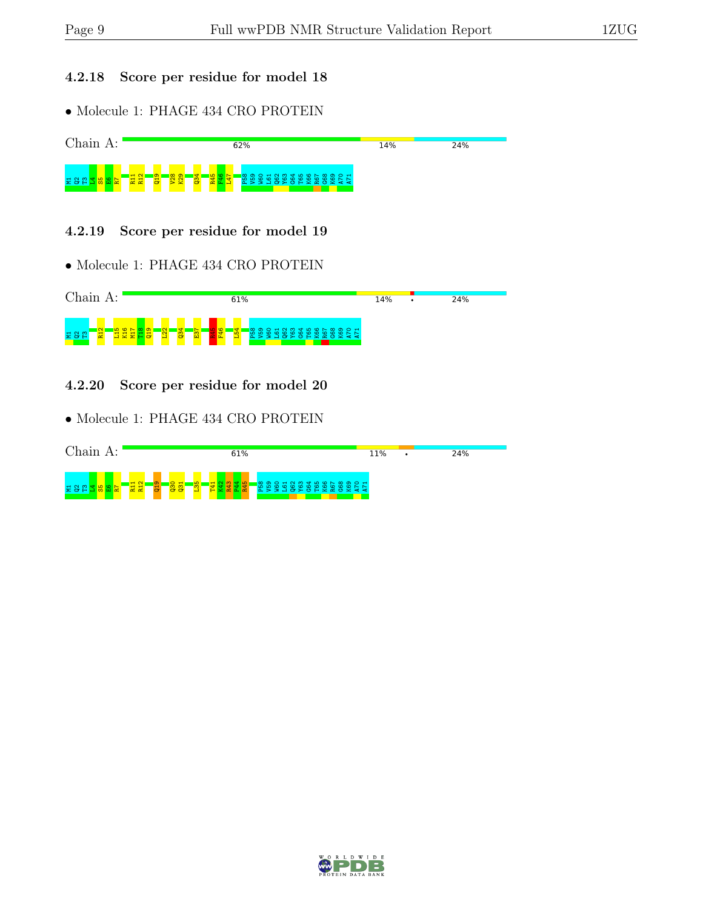### 4.2.18 Score per residue for model 18

- Molecule 1: PHAGE 434 CRO PROTEIN

Chain A: 62% 14% 24%

M1 Q2 T3 L4 S5 E6 R7 R11 R12 Q19 V28 K29 Q34 R45 F46 L47 P58 V59 W60 L61 Q62 Y63 G64 T65 K66 R67 G68 K69 A70 A71

### 4.2.19 Score per residue for model 19

- Molecule 1: PHAGE 434 CRO PROTEIN

Chain A: 61% 14% • 24%

M1 Q2 T3 R12 L15 K16 M17 T18 Q19 L22 Q34 E37 R45 F46 L54 P58 V59 W60 L61 Q62 Y63 G64 T65 K66 R67 G68 K69 A70 A71

### 4.2.20 Score per residue for model 20

- Molecule 1: PHAGE 434 CRO PROTEIN

Chain A: 61% 11% • 24%

M1 Q2 T3 L4 S5 E6 R7 R11 R12 Q19 Q30 Q31 L35 T41 K42 R43 P44 R45 P58 V59 W60 L61 Q62 Y63 G64 T65 K66 R67 G68 K69 A70 A71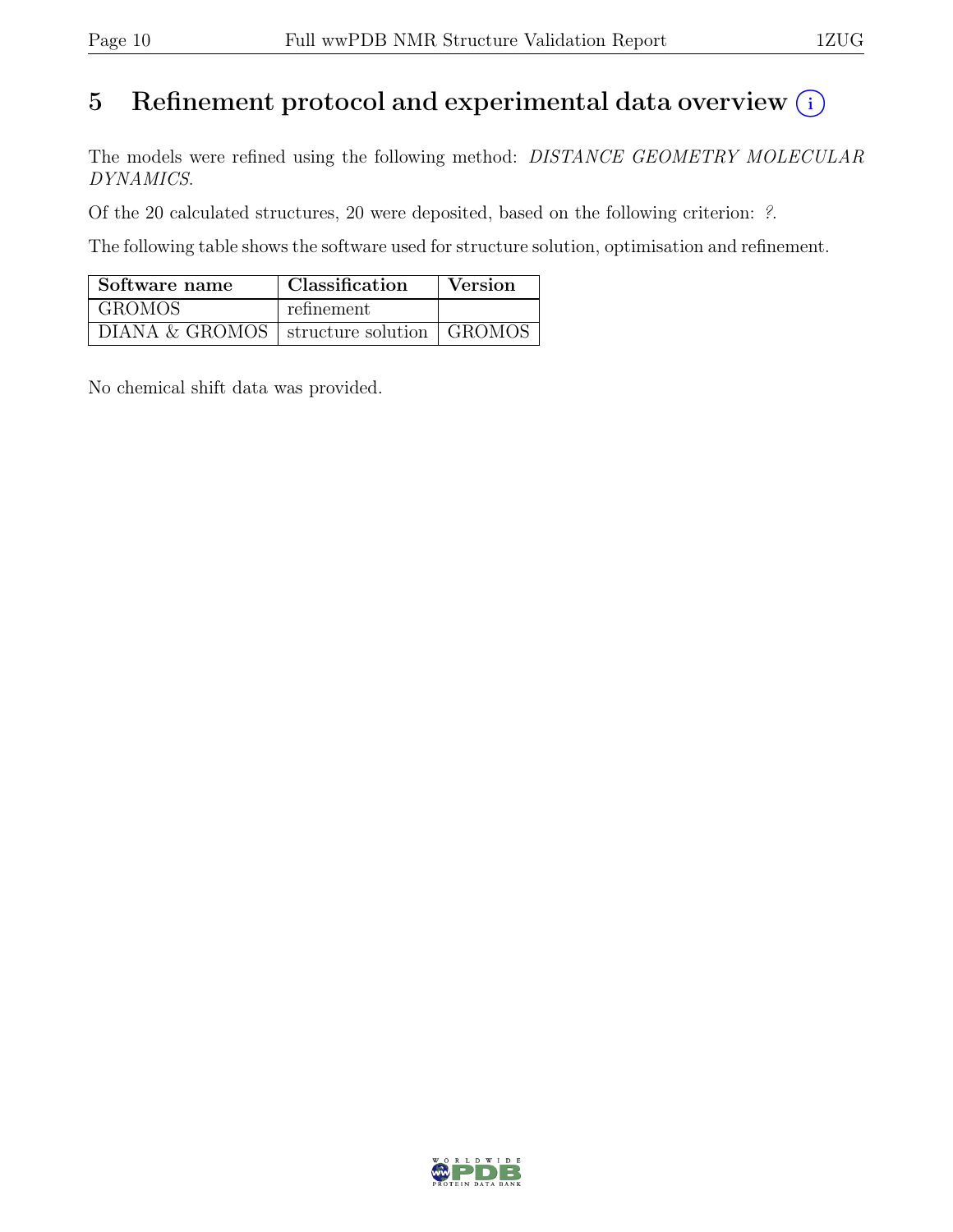# 5 Refinement protocol and experimental data overview (i)

The models were refined using the following method: *DISTANCE GEOMETRY MOLECULAR DYNAMICS*.

Of the 20 calculated structures, 20 were deposited, based on the following criterion: *?*.

The following table shows the software used for structure solution, optimisation and refinement.

| Software name | Classification | Version |
|---|---|---|
| GROMOS | refinement | |
| DIANA & GROMOS | structure solution | GROMOS |

No chemical shift data was provided.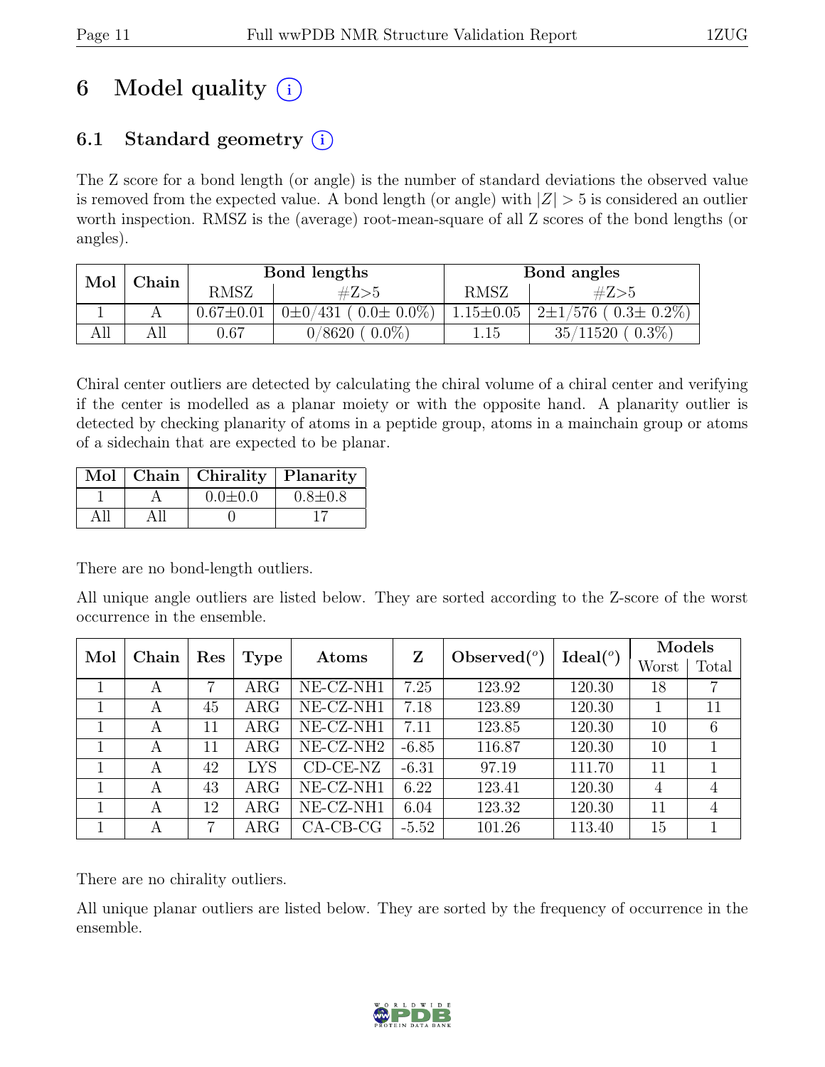# 6 Model quality (i)

## 6.1 Standard geometry (i)

The Z score for a bond length (or angle) is the number of standard deviations the observed value is removed from the expected value. A bond length (or angle) with $|Z| > 5$ is considered an outlier worth inspection. RMSZ is the (average) root-mean-square of all Z scores of the bond lengths (or angles).

| Mol | Chain | Bond lengths | | Bond angles | |
|---|---|---|---|---|---|
| | | RMSZ | #Z>5 | RMSZ | #Z>5 |
| 1 | A | 0.67±0.01 | 0±0/431 ( 0.0± 0.0%) | 1.15±0.05 | 2±1/576 ( 0.3± 0.2%) |
| All | All | 0.67 | 0/8620 ( 0.0%) | 1.15 | 35/11520 ( 0.3%) |

Chiral center outliers are detected by calculating the chiral volume of a chiral center and verifying if the center is modelled as a planar moiety or with the opposite hand. A planarity outlier is detected by checking planarity of atoms in a peptide group, atoms in a mainchain group or atoms of a sidechain that are expected to be planar.

| Mol | Chain | Chirality | Planarity |
|---|---|---|---|
| 1 | A | 0.0±0.0 | 0.8±0.8 |
| All | All | 0 | 17 |

There are no bond-length outliers.

All unique angle outliers are listed below. They are sorted according to the Z-score of the worst occurrence in the ensemble.

| Mol | Chain | Res | Type | Atoms | Z | Observed(°) | Ideal(°) | Models | |
|---|---|---|---|---|---|---|---|---|---|
| | | | | | | | | Worst | Total |
| 1 | A | 7 | ARG | NE-CZ-NH1 | 7.25 | 123.92 | 120.30 | 18 | 7 |
| 1 | A | 45 | ARG | NE-CZ-NH1 | 7.18 | 123.89 | 120.30 | 1 | 11 |
| 1 | A | 11 | ARG | NE-CZ-NH1 | 7.11 | 123.85 | 120.30 | 10 | 6 |
| 1 | A | 11 | ARG | NE-CZ-NH2 | -6.85 | 116.87 | 120.30 | 10 | 1 |
| 1 | A | 42 | LYS | CD-CE-NZ | -6.31 | 97.19 | 111.70 | 11 | 1 |
| 1 | A | 43 | ARG | NE-CZ-NH1 | 6.22 | 123.41 | 120.30 | 4 | 4 |
| 1 | A | 12 | ARG | NE-CZ-NH1 | 6.04 | 123.32 | 120.30 | 11 | 4 |
| 1 | A | 7 | ARG | CA-CB-CG | -5.52 | 101.26 | 113.40 | 15 | 1 |

There are no chirality outliers.

All unique planar outliers are listed below. They are sorted by the frequency of occurrence in the ensemble.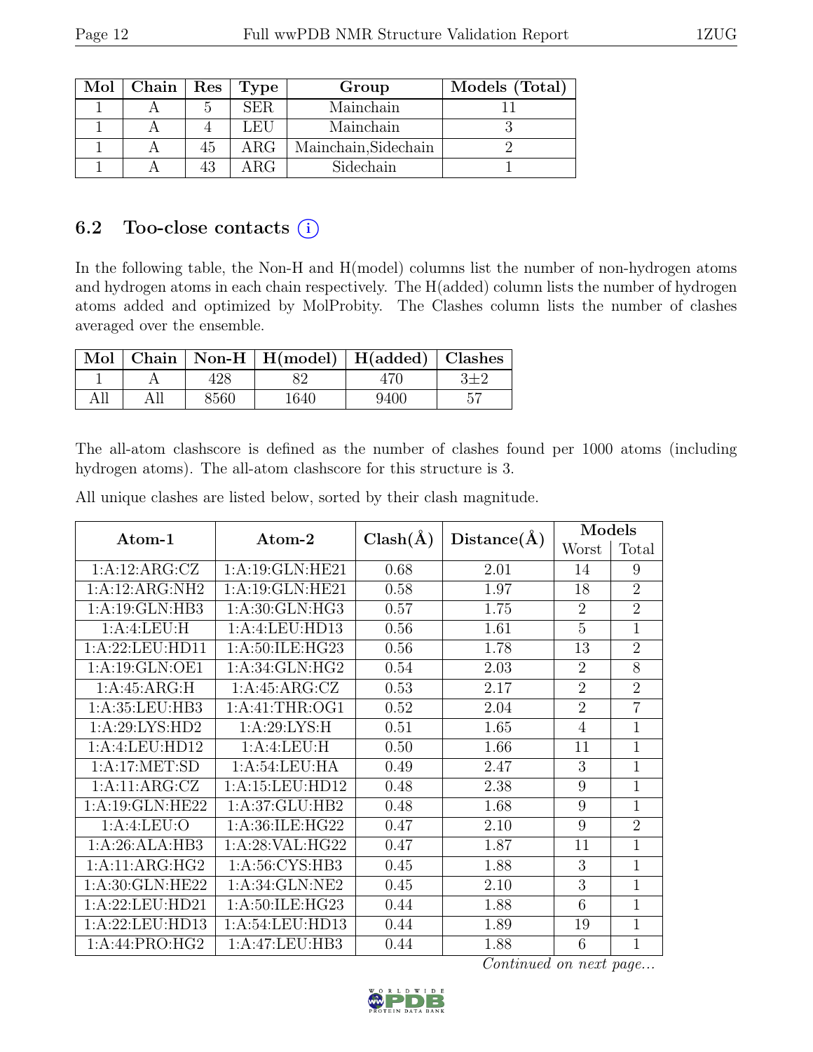| Mol | Chain | Res | Type | Group | Models (Total) |
|---|---|---|---|---|---|
| 1 | A | 5 | SER | Mainchain | 11 |
| 1 | A | 4 | LEU | Mainchain | 3 |
| 1 | A | 45 | ARG | Mainchain,Sidechain | 2 |
| 1 | A | 43 | ARG | Sidechain | 1 |

## 6.2 Too-close contacts (i)

In the following table, the Non-H and H(model) columns list the number of non-hydrogen atoms and hydrogen atoms in each chain respectively. The H(added) column lists the number of hydrogen atoms added and optimized by MolProbity. The Clashes column lists the number of clashes averaged over the ensemble.

| Mol | Chain | Non-H | H(model) | H(added) | Clashes |
|---|---|---|---|---|---|
| 1 | A | 428 | 82 | 470 | 3±2 |
| All | All | 8560 | 1640 | 9400 | 57 |

The all-atom clashscore is defined as the number of clashes found per 1000 atoms (including hydrogen atoms). The all-atom clashscore for this structure is 3.

All unique clashes are listed below, sorted by their clash magnitude.

| Atom-1 | Atom-2 | Clash(Å) | Distance(Å) | Models | |
|---|---|---|---|---|---|
| | | | | Worst | Total |
| 1:A:12:ARG:CZ | 1:A:19:GLN:HE21 | 0.68 | 2.01 | 14 | 9 |
| 1:A:12:ARG:NH2 | 1:A:19:GLN:HE21 | 0.58 | 1.97 | 18 | 2 |
| 1:A:19:GLN:HB3 | 1:A:30:GLN:HG3 | 0.57 | 1.75 | 2 | 2 |
| 1:A:4:LEU:H | 1:A:4:LEU:HD13 | 0.56 | 1.61 | 5 | 1 |
| 1:A:22:LEU:HD11 | 1:A:50:ILE:HG23 | 0.56 | 1.78 | 13 | 2 |
| 1:A:19:GLN:OE1 | 1:A:34:GLN:HG2 | 0.54 | 2.03 | 2 | 8 |
| 1:A:45:ARG:H | 1:A:45:ARG:CZ | 0.53 | 2.17 | 2 | 2 |
| 1:A:35:LEU:HB3 | 1:A:41:THR:OG1 | 0.52 | 2.04 | 2 | 7 |
| 1:A:29:LYS:HD2 | 1:A:29:LYS:H | 0.51 | 1.65 | 4 | 1 |
| 1:A:4:LEU:HD12 | 1:A:4:LEU:H | 0.50 | 1.66 | 11 | 1 |
| 1:A:17:MET:SD | 1:A:54:LEU:HA | 0.49 | 2.47 | 3 | 1 |
| 1:A:11:ARG:CZ | 1:A:15:LEU:HD12 | 0.48 | 2.38 | 9 | 1 |
| 1:A:19:GLN:HE22 | 1:A:37:GLU:HB2 | 0.48 | 1.68 | 9 | 1 |
| 1:A:4:LEU:O | 1:A:36:ILE:HG22 | 0.47 | 2.10 | 9 | 2 |
| 1:A:26:ALA:HB3 | 1:A:28:VAL:HG22 | 0.47 | 1.87 | 11 | 1 |
| 1:A:11:ARG:HG2 | 1:A:56:CYS:HB3 | 0.45 | 1.88 | 3 | 1 |
| 1:A:30:GLN:HE22 | 1:A:34:GLN:NE2 | 0.45 | 2.10 | 3 | 1 |
| 1:A:22:LEU:HD21 | 1:A:50:ILE:HG23 | 0.44 | 1.88 | 6 | 1 |
| 1:A:22:LEU:HD13 | 1:A:54:LEU:HD13 | 0.44 | 1.89 | 19 | 1 |
| 1:A:44:PRO:HG2 | 1:A:47:LEU:HB3 | 0.44 | 1.88 | 6 | 1 |

*Continued on next page...*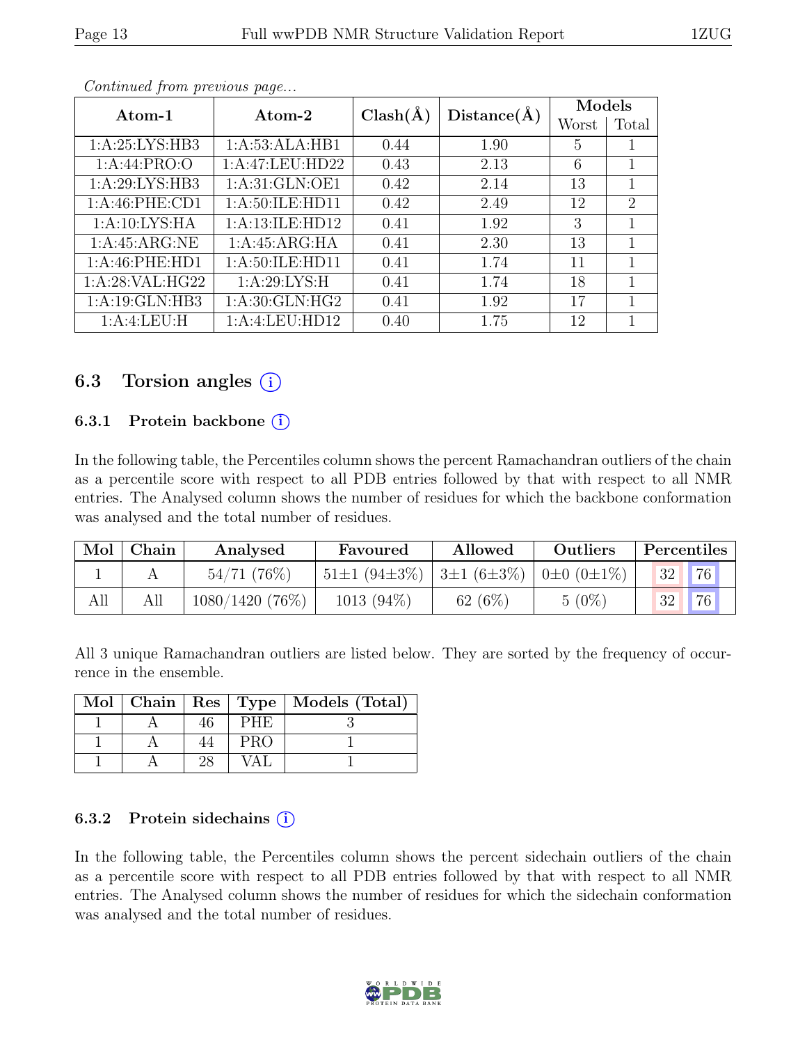*Continued from previous page...*

| Atom-1 | Atom-2 | Clash(Å) | Distance(Å) | Models | |
|---|---|---|---|---|---|
| | | | | Worst | Total |
| 1:A:25:LYS:HB3 | 1:A:53:ALA:HB1 | 0.44 | 1.90 | 5 | 1 |
| 1:A:44:PRO:O | 1:A:47:LEU:HD22 | 0.43 | 2.13 | 6 | 1 |
| 1:A:29:LYS:HB3 | 1:A:31:GLN:OE1 | 0.42 | 2.14 | 13 | 1 |
| 1:A:46:PHE:CD1 | 1:A:50:ILE:HD11 | 0.42 | 2.49 | 12 | 2 |
| 1:A:10:LYS:HA | 1:A:13:ILE:HD12 | 0.41 | 1.92 | 3 | 1 |
| 1:A:45:ARG:NE | 1:A:45:ARG:HA | 0.41 | 2.30 | 13 | 1 |
| 1:A:46:PHE:HD1 | 1:A:50:ILE:HD11 | 0.41 | 1.74 | 11 | 1 |
| 1:A:28:VAL:HG22 | 1:A:29:LYS:H | 0.41 | 1.74 | 18 | 1 |
| 1:A:19:GLN:HB3 | 1:A:30:GLN:HG2 | 0.41 | 1.92 | 17 | 1 |
| 1:A:4:LEU:H | 1:A:4:LEU:HD12 | 0.40 | 1.75 | 12 | 1 |

## 6.3 Torsion angles (i)

### 6.3.1 Protein backbone (i)

In the following table, the Percentiles column shows the percent Ramachandran outliers of the chain as a percentile score with respect to all PDB entries followed by that with respect to all NMR entries. The Analysed column shows the number of residues for which the backbone conformation was analysed and the total number of residues.

| Mol | Chain | Analysed | Favoured | Allowed | Outliers | Percentiles | |
|---|---|---|---|---|---|---|---|
| 1 | A | 54/71 (76%) | 51±1 (94±3%) | 3±1 (6±3%) | 0±0 (0±1%) | 32 | 76 |
| All | All | 1080/1420 (76%) | 1013 (94%) | 62 (6%) | 5 (0%) | 32 | 76 |

All 3 unique Ramachandran outliers are listed below. They are sorted by the frequency of occurrence in the ensemble.

| Mol | Chain | Res | Type | Models (Total) |
|---|---|---|---|---|
| 1 | A | 46 | PHE | 3 |
| 1 | A | 44 | PRO | 1 |
| 1 | A | 28 | VAL | 1 |

### 6.3.2 Protein sidechains (i)

In the following table, the Percentiles column shows the percent sidechain outliers of the chain as a percentile score with respect to all PDB entries followed by that with respect to all NMR entries. The Analysed column shows the number of residues for which the sidechain conformation was analysed and the total number of residues.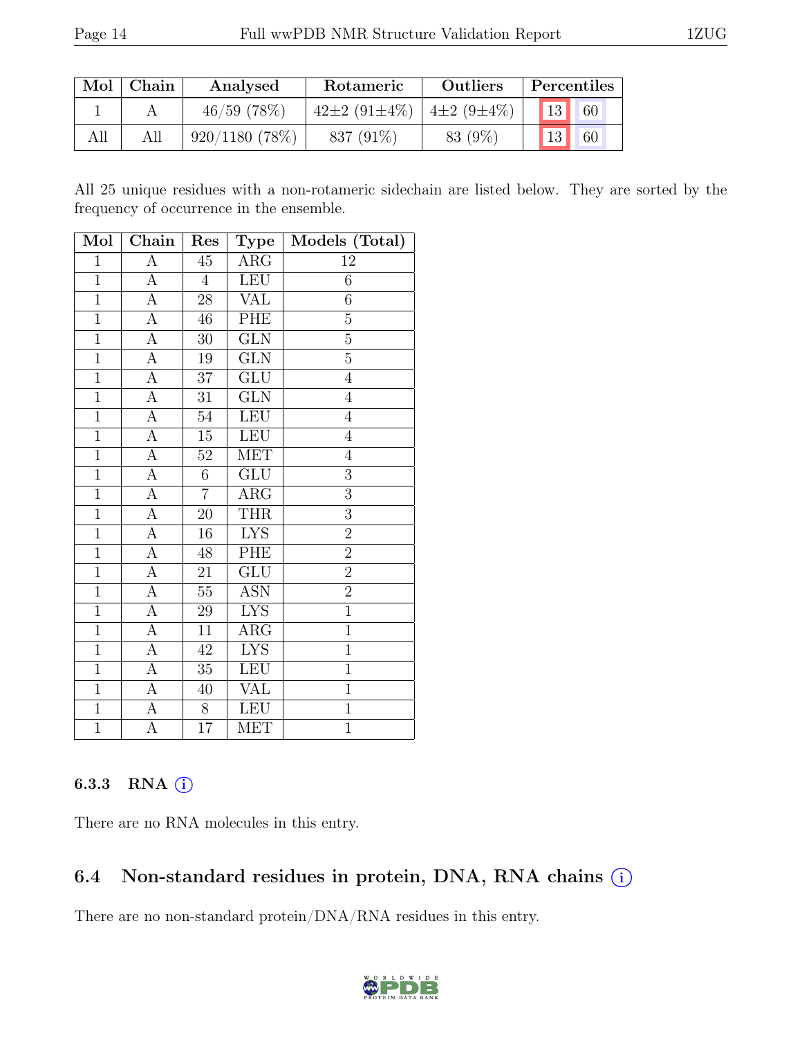| Mol | Chain | Analysed | Rotameric | Outliers | Percentiles | |
|---|---|---|---|---|---|---|
| 1 | A | 46/59 (78%) | 42±2 (91±4%) | 4±2 (9±4%) | 13 | 60 |
| All | All | 920/1180 (78%) | 837 (91%) | 83 (9%) | 13 | 60 |

All 25 unique residues with a non-rotameric sidechain are listed below. They are sorted by the frequency of occurrence in the ensemble.

| Mol | Chain | Res | Type | Models (Total) |
|---|---|---|---|---|
| 1 | A | 45 | ARG | 12 |
| 1 | A | 4 | LEU | 6 |
| 1 | A | 28 | VAL | 6 |
| 1 | A | 46 | PHE | 5 |
| 1 | A | 30 | GLN | 5 |
| 1 | A | 19 | GLN | 5 |
| 1 | A | 37 | GLU | 4 |
| 1 | A | 31 | GLN | 4 |
| 1 | A | 54 | LEU | 4 |
| 1 | A | 15 | LEU | 4 |
| 1 | A | 52 | MET | 4 |
| 1 | A | 6 | GLU | 3 |
| 1 | A | 7 | ARG | 3 |
| 1 | A | 20 | THR | 3 |
| 1 | A | 16 | LYS | 2 |
| 1 | A | 48 | PHE | 2 |
| 1 | A | 21 | GLU | 2 |
| 1 | A | 55 | ASN | 2 |
| 1 | A | 29 | LYS | 1 |
| 1 | A | 11 | ARG | 1 |
| 1 | A | 42 | LYS | 1 |
| 1 | A | 35 | LEU | 1 |
| 1 | A | 40 | VAL | 1 |
| 1 | A | 8 | LEU | 1 |
| 1 | A | 17 | MET | 1 |

### 6.3.3 RNA

There are no RNA molecules in this entry.

## 6.4 Non-standard residues in protein, DNA, RNA chains

There are no non-standard protein/DNA/RNA residues in this entry.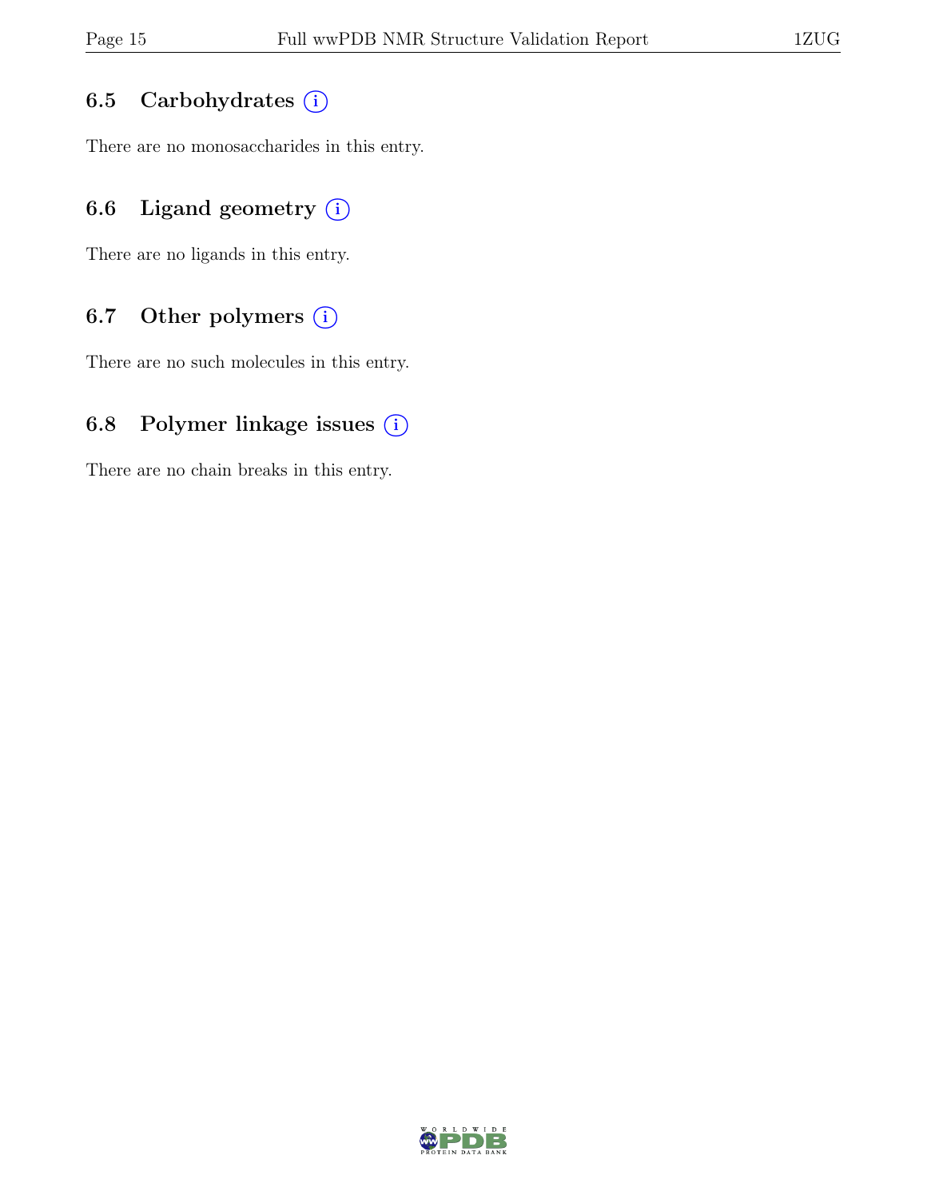### 6.5 Carbohydrates

There are no monosaccharides in this entry.

### 6.6 Ligand geometry

There are no ligands in this entry.

### 6.7 Other polymers

There are no such molecules in this entry.

### 6.8 Polymer linkage issues

There are no chain breaks in this entry.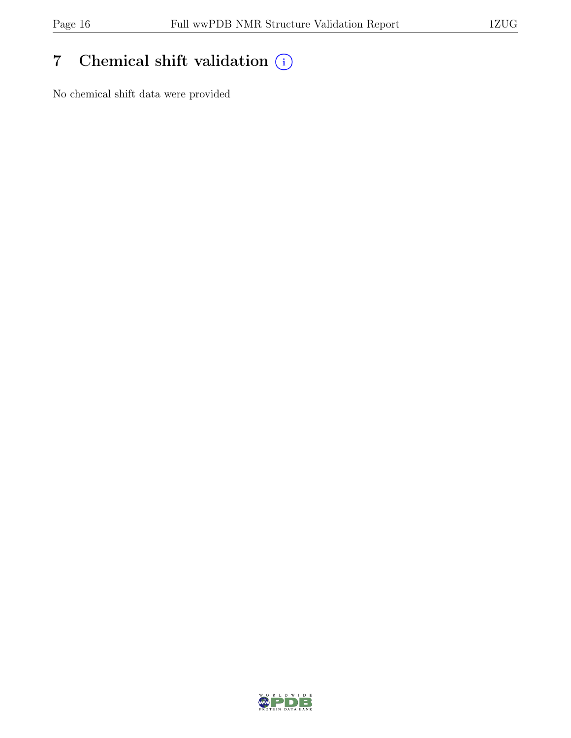# 7 Chemical shift validation

No chemical shift data were provided